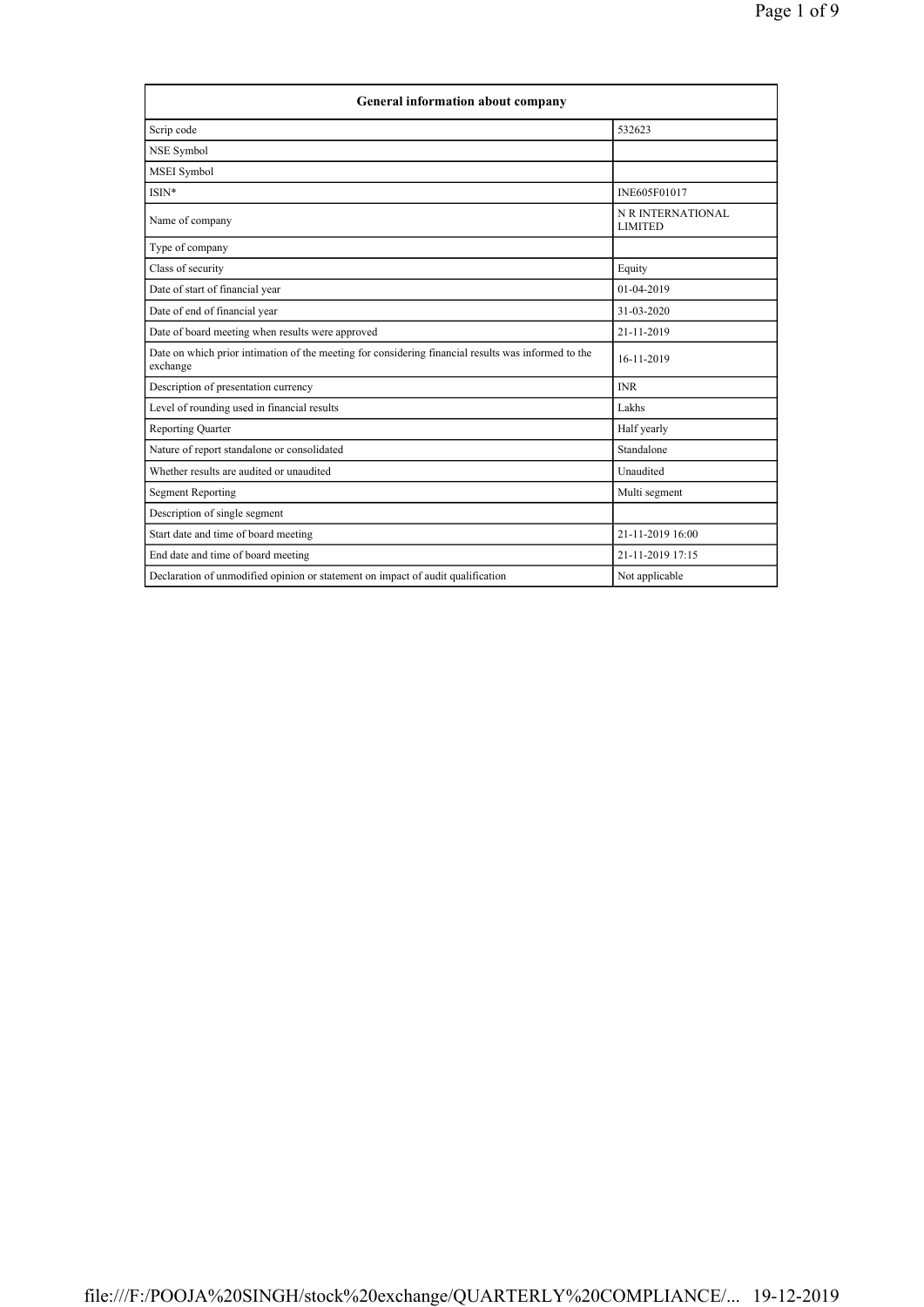| General information about company | |
|---|---|
| Scrip code | 532623 |
| NSE Symbol | |
| MSEI Symbol | |
| ISIN* | INE605F01017 |
| Name of company | N R INTERNATIONAL LIMITED |
| Type of company | |
| Class of security | Equity |
| Date of start of financial year | 01-04-2019 |
| Date of end of financial year | 31-03-2020 |
| Date of board meeting when results were approved | 21-11-2019 |
| Date on which prior intimation of the meeting for considering financial results was informed to the exchange | 16-11-2019 |
| Description of presentation currency | INR |
| Level of rounding used in financial results | Lakhs |
| Reporting Quarter | Half yearly |
| Nature of report standalone or consolidated | Standalone |
| Whether results are audited or unaudited | Unaudited |
| Segment Reporting | Multi segment |
| Description of single segment | |
| Start date and time of board meeting | 21-11-2019 16:00 |
| End date and time of board meeting | 21-11-2019 17:15 |
| Declaration of unmodified opinion or statement on impact of audit qualification | Not applicable |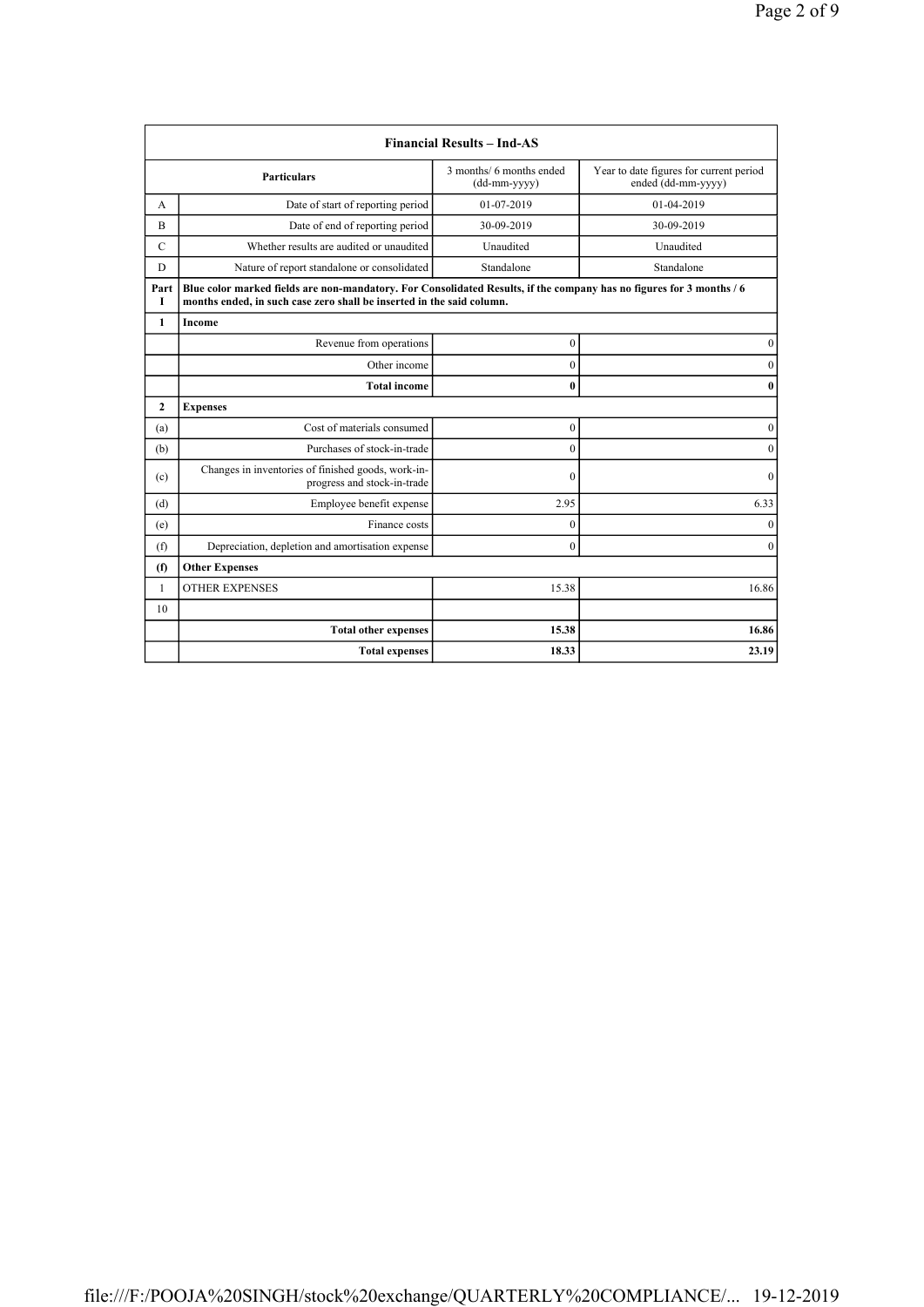| Financial Results – Ind-AS | | | |
|---|---|---|---|
| | **Particulars** | 3 months/ 6 months ended (dd-mm-yyyy) | Year to date figures for current period ended (dd-mm-yyyy) |
| A | Date of start of reporting period | 01-07-2019 | 01-04-2019 |
| B | Date of end of reporting period | 30-09-2019 | 30-09-2019 |
| C | Whether results are audited or unaudited | Unaudited | Unaudited |
| D | Nature of report standalone or consolidated | Standalone | Standalone |
| **Part I** | **Blue color marked fields are non-mandatory. For Consolidated Results, if the company has no figures for 3 months / 6 months ended, in such case zero shall be inserted in the said column.** | | |
| **1** | **Income** | | |
| | Revenue from operations | 0 | 0 |
| | Other income | 0 | 0 |
| | **Total income** | **0** | **0** |
| **2** | **Expenses** | | |
| (a) | Cost of materials consumed | 0 | 0 |
| (b) | Purchases of stock-in-trade | 0 | 0 |
| (c) | Changes in inventories of finished goods, work-in-progress and stock-in-trade | 0 | 0 |
| (d) | Employee benefit expense | 2.95 | 6.33 |
| (e) | Finance costs | 0 | 0 |
| (f) | Depreciation, depletion and amortisation expense | 0 | 0 |
| **(f)** | **Other Expenses** | | |
| 1 | OTHER EXPENSES | 15.38 | 16.86 |
| 10 | | | |
| | **Total other expenses** | **15.38** | **16.86** |
| | **Total expenses** | **18.33** | **23.19** |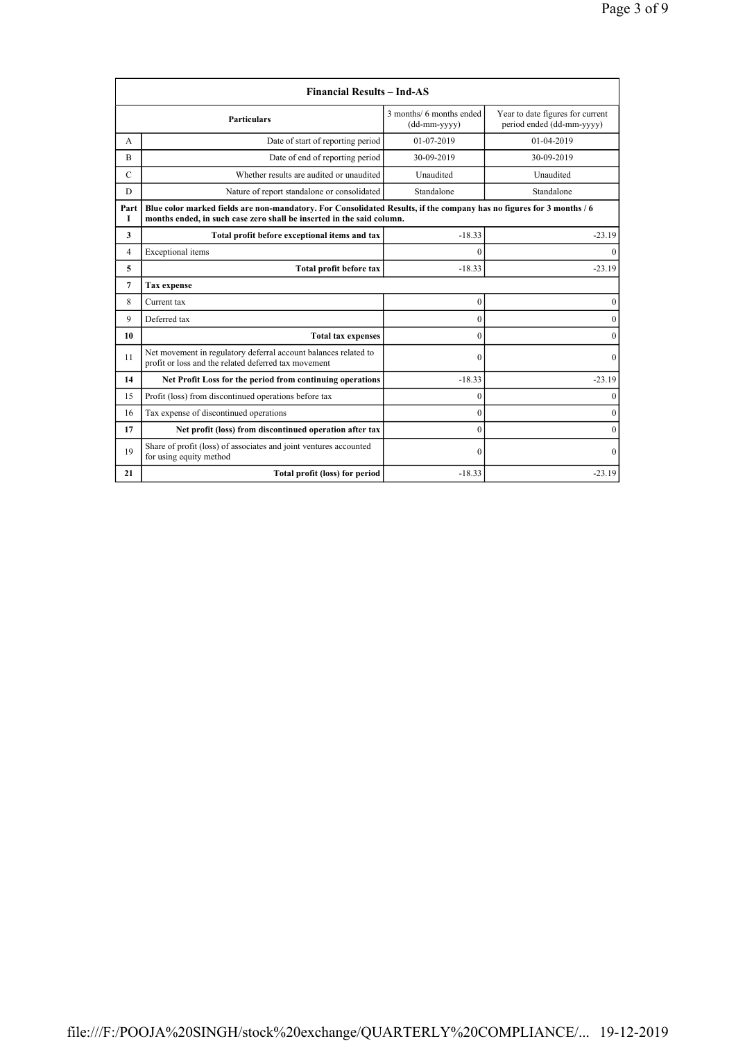| Financial Results – Ind-AS | | | |
|---|---|---|---|
| | **Particulars** | 3 months/ 6 months ended (dd-mm-yyyy) | Year to date figures for current period ended (dd-mm-yyyy) |
| A | Date of start of reporting period | 01-07-2019 | 01-04-2019 |
| B | Date of end of reporting period | 30-09-2019 | 30-09-2019 |
| C | Whether results are audited or unaudited | Unaudited | Unaudited |
| D | Nature of report standalone or consolidated | Standalone | Standalone |
| **Part I** | **Blue color marked fields are non-mandatory. For Consolidated Results, if the company has no figures for 3 months / 6 months ended, in such case zero shall be inserted in the said column.** | | |
| **3** | **Total profit before exceptional items and tax** | -18.33 | -23.19 |
| 4 | Exceptional items | 0 | 0 |
| **5** | **Total profit before tax** | -18.33 | -23.19 |
| **7** | **Tax expense** | | |
| 8 | Current tax | 0 | 0 |
| 9 | Deferred tax | 0 | 0 |
| **10** | **Total tax expenses** | 0 | 0 |
| 11 | Net movement in regulatory deferral account balances related to profit or loss and the related deferred tax movement | 0 | 0 |
| **14** | **Net Profit Loss for the period from continuing operations** | -18.33 | -23.19 |
| 15 | Profit (loss) from discontinued operations before tax | 0 | 0 |
| 16 | Tax expense of discontinued operations | 0 | 0 |
| **17** | **Net profit (loss) from discontinued operation after tax** | 0 | 0 |
| 19 | Share of profit (loss) of associates and joint ventures accounted for using equity method | 0 | 0 |
| **21** | **Total profit (loss) for period** | -18.33 | -23.19 |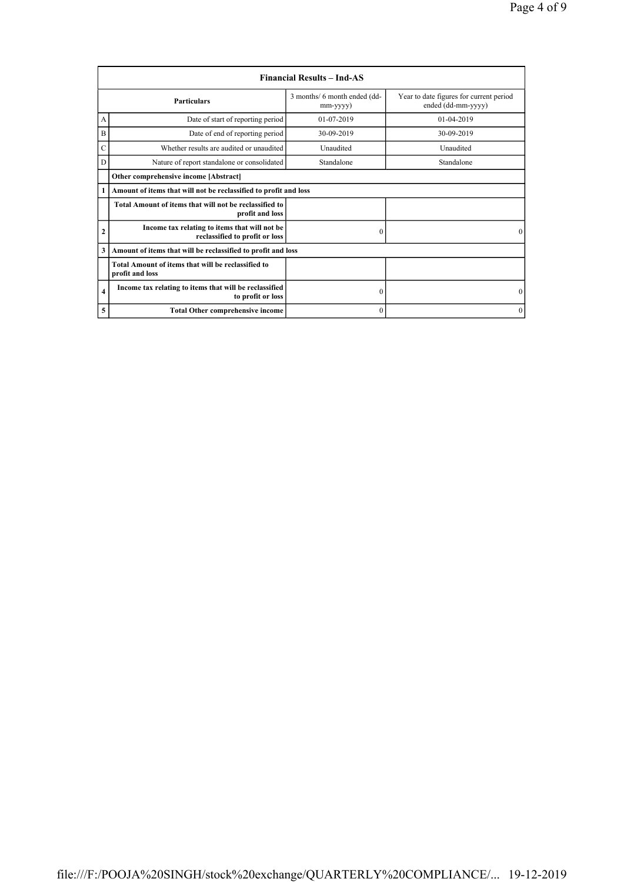| | Financial Results – Ind-AS | | |
|---|---|---|---|
| | **Particulars** | 3 months/ 6 month ended (dd-mm-yyyy) | Year to date figures for current period ended (dd-mm-yyyy) |
| A | Date of start of reporting period | 01-07-2019 | 01-04-2019 |
| B | Date of end of reporting period | 30-09-2019 | 30-09-2019 |
| C | Whether results are audited or unaudited | Unaudited | Unaudited |
| D | Nature of report standalone or consolidated | Standalone | Standalone |
| | **Other comprehensive income [Abstract]** | | |
| 1 | **Amount of items that will not be reclassified to profit and loss** | | |
| | **Total Amount of items that will not be reclassified to profit and loss** | | |
| 2 | **Income tax relating to items that will not be reclassified to profit or loss** | 0 | 0 |
| 3 | **Amount of items that will be reclassified to profit and loss** | | |
| | **Total Amount of items that will be reclassified to profit and loss** | | |
| 4 | **Income tax relating to items that will be reclassified to profit or loss** | 0 | 0 |
| 5 | **Total Other comprehensive income** | 0 | 0 |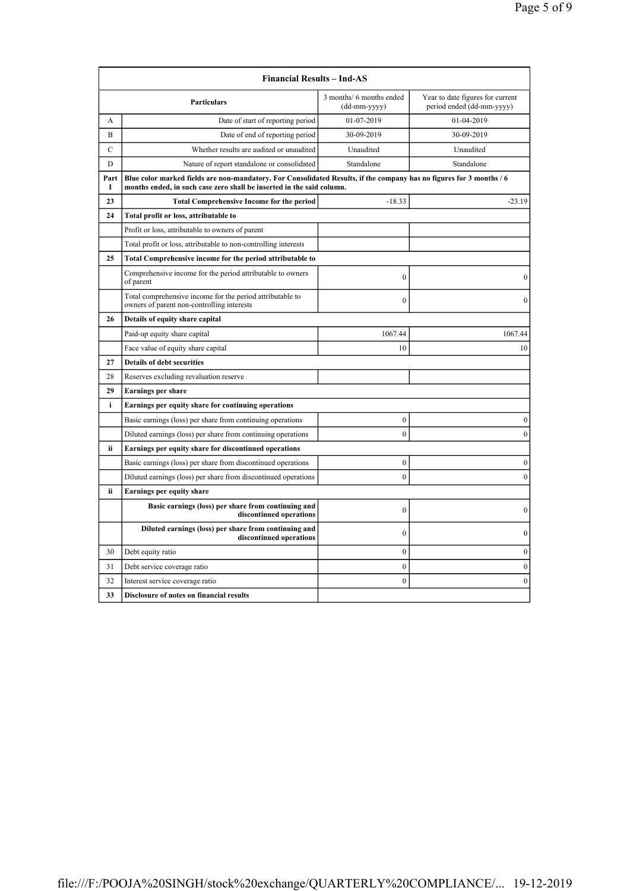| Financial Results – Ind-AS | | | |
|---|---|---|---|
| | **Particulars** | 3 months/ 6 months ended (dd-mm-yyyy) | Year to date figures for current period ended (dd-mm-yyyy) |
| A | Date of start of reporting period | 01-07-2019 | 01-04-2019 |
| B | Date of end of reporting period | 30-09-2019 | 30-09-2019 |
| C | Whether results are audited or unaudited | Unaudited | Unaudited |
| D | Nature of report standalone or consolidated | Standalone | Standalone |
| Part I | **Blue color marked fields are non-mandatory. For Consolidated Results, if the company has no figures for 3 months / 6 months ended, in such case zero shall be inserted in the said column.** | | |
| **23** | **Total Comprehensive Income for the period** | -18.33 | -23.19 |
| **24** | **Total profit or loss, attributable to** | | |
| | Profit or loss, attributable to owners of parent | | |
| | Total profit or loss, attributable to non-controlling interests | | |
| **25** | **Total Comprehensive income for the period attributable to** | | |
| | Comprehensive income for the period attributable to owners of parent | 0 | 0 |
| | Total comprehensive income for the period attributable to owners of parent non-controlling interests | 0 | 0 |
| **26** | **Details of equity share capital** | | |
| | Paid-up equity share capital | 1067.44 | 1067.44 |
| | Face value of equity share capital | 10 | 10 |
| **27** | **Details of debt securities** | | |
| 28 | Reserves excluding revaluation reserve | | |
| **29** | **Earnings per share** | | |
| **i** | **Earnings per equity share for continuing operations** | | |
| | Basic earnings (loss) per share from continuing operations | 0 | 0 |
| | Diluted earnings (loss) per share from continuing operations | 0 | 0 |
| **ii** | **Earnings per equity share for discontinued operations** | | |
| | Basic earnings (loss) per share from discontinued operations | 0 | 0 |
| | Diluted earnings (loss) per share from discontinued operations | 0 | 0 |
| **ii** | **Earnings per equity share** | | |
| | **Basic earnings (loss) per share from continuing and discontinued operations** | 0 | 0 |
| | **Diluted earnings (loss) per share from continuing and discontinued operations** | 0 | 0 |
| 30 | Debt equity ratio | 0 | 0 |
| 31 | Debt service coverage ratio | 0 | 0 |
| 32 | Interest service coverage ratio | 0 | 0 |
| **33** | **Disclosure of notes on financial results** | | |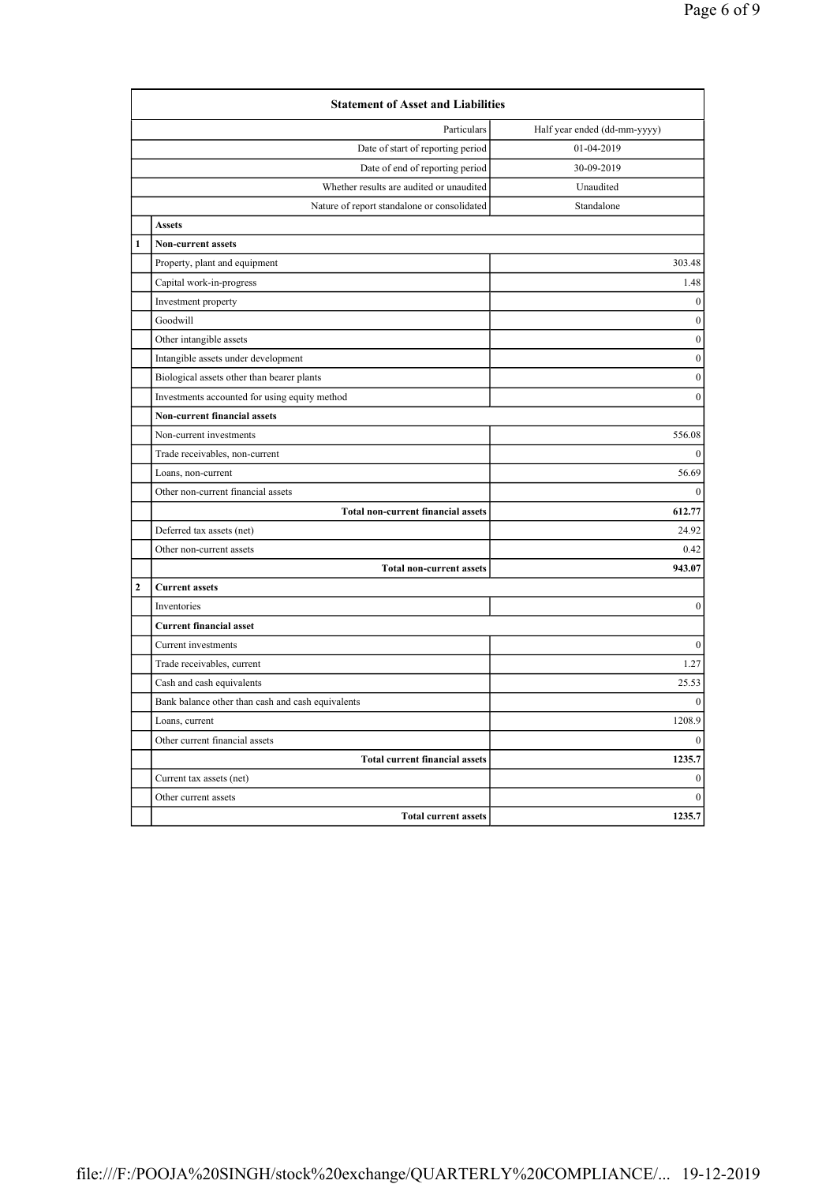| | Statement of Asset and Liabilities | |
|---|---|---|
| | Particulars | Half year ended (dd-mm-yyyy) |
| | Date of start of reporting period | 01-04-2019 |
| | Date of end of reporting period | 30-09-2019 |
| | Whether results are audited or unaudited | Unaudited |
| | Nature of report standalone or consolidated | Standalone |
| | **Assets** | |
| **1** | **Non-current assets** | |
| | Property, plant and equipment | 303.48 |
| | Capital work-in-progress | 1.48 |
| | Investment property | 0 |
| | Goodwill | 0 |
| | Other intangible assets | 0 |
| | Intangible assets under development | 0 |
| | Biological assets other than bearer plants | 0 |
| | Investments accounted for using equity method | 0 |
| | **Non-current financial assets** | |
| | Non-current investments | 556.08 |
| | Trade receivables, non-current | 0 |
| | Loans, non-current | 56.69 |
| | Other non-current financial assets | 0 |
| | **Total non-current financial assets** | **612.77** |
| | Deferred tax assets (net) | 24.92 |
| | Other non-current assets | 0.42 |
| | **Total non-current assets** | **943.07** |
| **2** | **Current assets** | |
| | Inventories | 0 |
| | **Current financial asset** | |
| | Current investments | 0 |
| | Trade receivables, current | 1.27 |
| | Cash and cash equivalents | 25.53 |
| | Bank balance other than cash and cash equivalents | 0 |
| | Loans, current | 1208.9 |
| | Other current financial assets | 0 |
| | **Total current financial assets** | **1235.7** |
| | Current tax assets (net) | 0 |
| | Other current assets | 0 |
| | **Total current assets** | **1235.7** |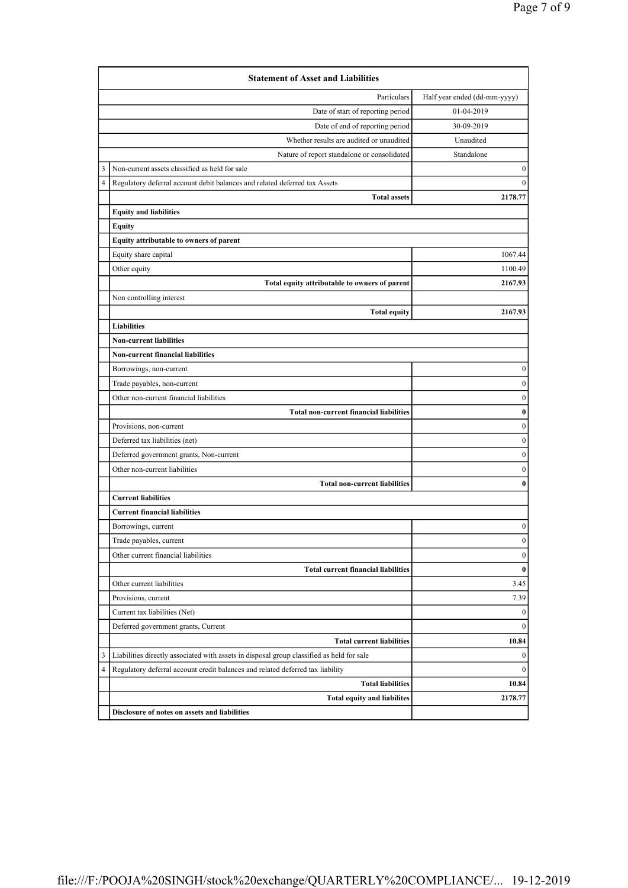| | Statement of Asset and Liabilities | |
|---|---|---|
| | Particulars | Half year ended (dd-mm-yyyy) |
| | Date of start of reporting period | 01-04-2019 |
| | Date of end of reporting period | 30-09-2019 |
| | Whether results are audited or unaudited | Unaudited |
| | Nature of report standalone or consolidated | Standalone |
| 3 | Non-current assets classified as held for sale | 0 |
| 4 | Regulatory deferral account debit balances and related deferred tax Assets | 0 |
| | **Total assets** | **2178.77** |
| | **Equity and liabilities** | |
| | **Equity** | |
| | **Equity attributable to owners of parent** | |
| | Equity share capital | 1067.44 |
| | Other equity | 1100.49 |
| | **Total equity attributable to owners of parent** | **2167.93** |
| | Non controlling interest | |
| | **Total equity** | **2167.93** |
| | **Liabilities** | |
| | **Non-current liabilities** | |
| | **Non-current financial liabilities** | |
| | Borrowings, non-current | 0 |
| | Trade payables, non-current | 0 |
| | Other non-current financial liabilities | 0 |
| | **Total non-current financial liabilities** | **0** |
| | Provisions, non-current | 0 |
| | Deferred tax liabilities (net) | 0 |
| | Deferred government grants, Non-current | 0 |
| | Other non-current liabilities | 0 |
| | **Total non-current liabilities** | **0** |
| | **Current liabilities** | |
| | **Current financial liabilities** | |
| | Borrowings, current | 0 |
| | Trade payables, current | 0 |
| | Other current financial liabilities | 0 |
| | **Total current financial liabilities** | **0** |
| | Other current liabilities | 3.45 |
| | Provisions, current | 7.39 |
| | Current tax liabilities (Net) | 0 |
| | Deferred government grants, Current | 0 |
| | **Total current liabilities** | **10.84** |
| 3 | Liabilities directly associated with assets in disposal group classified as held for sale | 0 |
| 4 | Regulatory deferral account credit balances and related deferred tax liability | 0 |
| | **Total liabilities** | **10.84** |
| | **Total equity and liabilites** | **2178.77** |
| | **Disclosure of notes on assets and liabilities** | |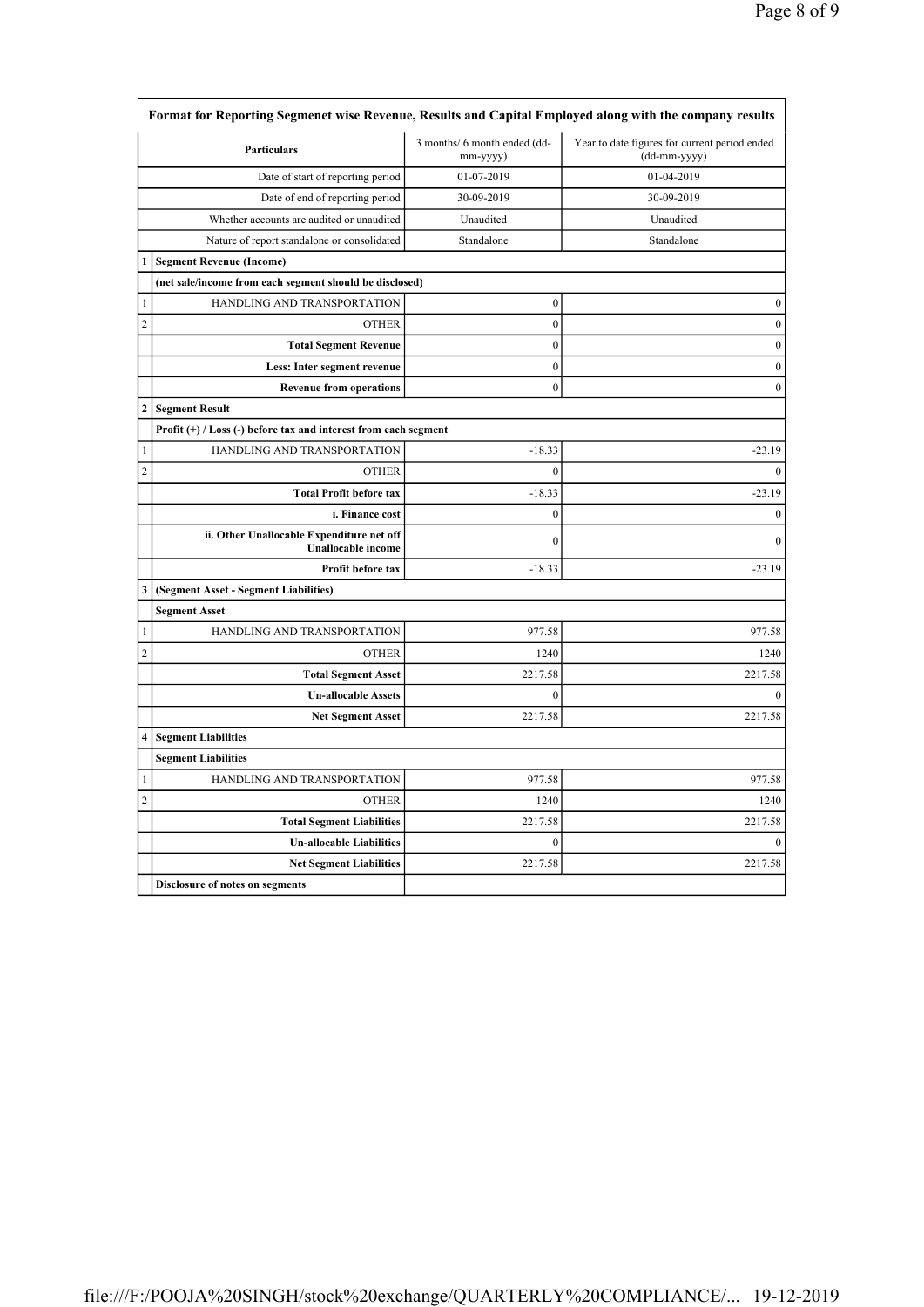| | Format for Reporting Segmenet wise Revenue, Results and Capital Employed along with the company results | | |
|---|---|---|---|
| | **Particulars** | 3 months/ 6 month ended (dd-mm-yyyy) | Year to date figures for current period ended (dd-mm-yyyy) |
| | Date of start of reporting period | 01-07-2019 | 01-04-2019 |
| | Date of end of reporting period | 30-09-2019 | 30-09-2019 |
| | Whether accounts are audited or unaudited | Unaudited | Unaudited |
| | Nature of report standalone or consolidated | Standalone | Standalone |
| **1** | **Segment Revenue (Income)** | | |
| | **(net sale/income from each segment should be disclosed)** | | |
| 1 | HANDLING AND TRANSPORTATION | 0 | 0 |
| 2 | OTHER | 0 | 0 |
| | **Total Segment Revenue** | 0 | 0 |
| | **Less: Inter segment revenue** | 0 | 0 |
| | **Revenue from operations** | 0 | 0 |
| **2** | **Segment Result** | | |
| | **Profit (+) / Loss (-) before tax and interest from each segment** | | |
| 1 | HANDLING AND TRANSPORTATION | -18.33 | -23.19 |
| 2 | OTHER | 0 | 0 |
| | **Total Profit before tax** | -18.33 | -23.19 |
| | **i. Finance cost** | 0 | 0 |
| | **ii. Other Unallocable Expenditure net off Unallocable income** | 0 | 0 |
| | **Profit before tax** | -18.33 | -23.19 |
| **3** | **(Segment Asset - Segment Liabilities)** | | |
| | **Segment Asset** | | |
| 1 | HANDLING AND TRANSPORTATION | 977.58 | 977.58 |
| 2 | OTHER | 1240 | 1240 |
| | **Total Segment Asset** | 2217.58 | 2217.58 |
| | **Un-allocable Assets** | 0 | 0 |
| | **Net Segment Asset** | 2217.58 | 2217.58 |
| **4** | **Segment Liabilities** | | |
| | **Segment Liabilities** | | |
| 1 | HANDLING AND TRANSPORTATION | 977.58 | 977.58 |
| 2 | OTHER | 1240 | 1240 |
| | **Total Segment Liabilities** | 2217.58 | 2217.58 |
| | **Un-allocable Liabilities** | 0 | 0 |
| | **Net Segment Liabilities** | 2217.58 | 2217.58 |
| | **Disclosure of notes on segments** | | |